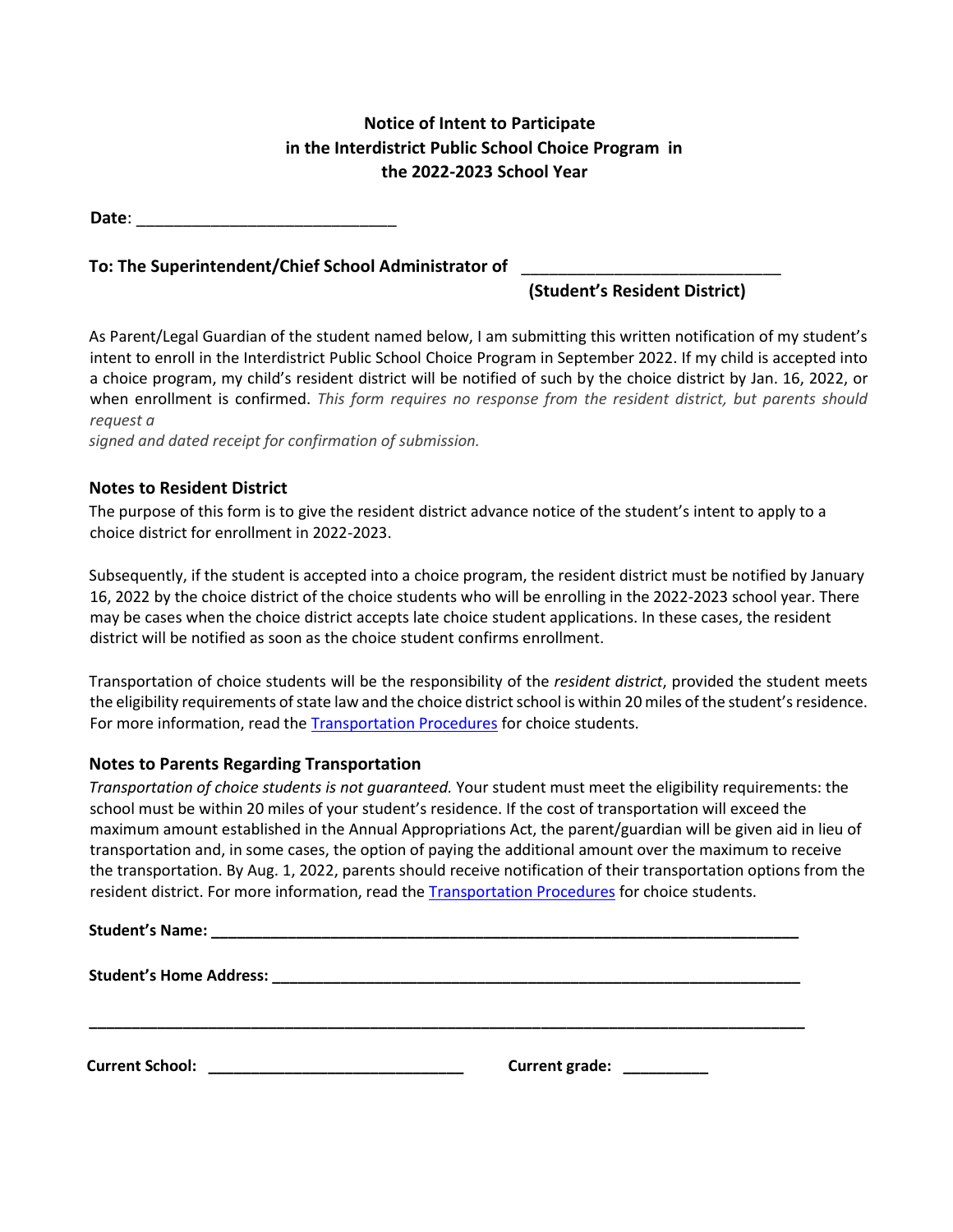**Notice of Intent to Participate in the Interdistrict Public School Choice Program in the 2022-2023 School Year**

**Date**: ____________________________

**To: The Superintendent/Chief School Administrator of** ____________________________
**(Student's Resident District)**

As Parent/Legal Guardian of the student named below, I am submitting this written notification of my student's intent to enroll in the Interdistrict Public School Choice Program in September 2022. If my child is accepted into a choice program, my child's resident district will be notified of such by the choice district by Jan. 16, 2022, or when enrollment is confirmed. *This form requires no response from the resident district, but parents should request a signed and dated receipt for confirmation of submission.*

### Notes to Resident District

The purpose of this form is to give the resident district advance notice of the student's intent to apply to a choice district for enrollment in 2022-2023.

Subsequently, if the student is accepted into a choice program, the resident district must be notified by January 16, 2022 by the choice district of the choice students who will be enrolling in the 2022-2023 school year. There may be cases when the choice district accepts late choice student applications. In these cases, the resident district will be notified as soon as the choice student confirms enrollment.

Transportation of choice students will be the responsibility of the *resident district*, provided the student meets the eligibility requirements of state law and the choice district school is within 20 miles of the student's residence. For more information, read the Transportation Procedures for choice students.

### Notes to Parents Regarding Transportation

*Transportation of choice students is not guaranteed.* Your student must meet the eligibility requirements: the school must be within 20 miles of your student's residence. If the cost of transportation will exceed the maximum amount established in the Annual Appropriations Act, the parent/guardian will be given aid in lieu of transportation and, in some cases, the option of paying the additional amount over the maximum to receive the transportation. By Aug. 1, 2022, parents should receive notification of their transportation options from the resident district. For more information, read the Transportation Procedures for choice students.

**Student's Name:** ______________________________________________________________________

**Student's Home Address:** ______________________________________________________________

______________________________________________________________________________________

**Current School:** ______________________________ **Current grade:** __________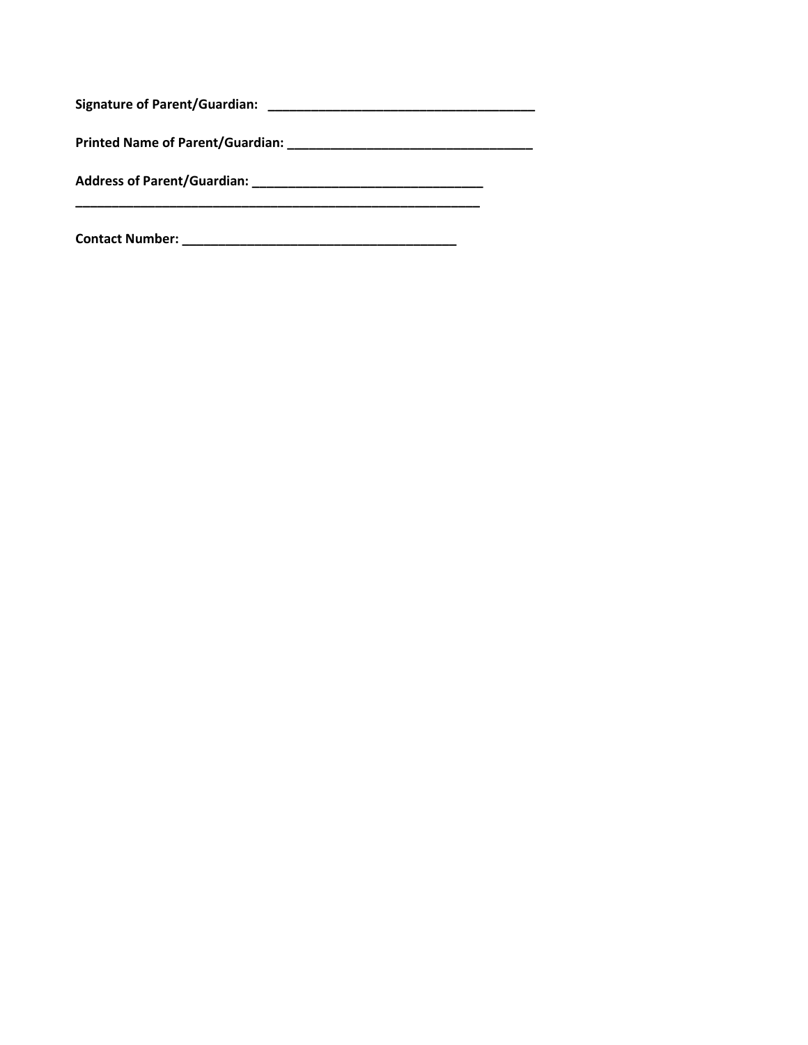**Signature of Parent/Guardian: ______________________________________**

**Printed Name of Parent/Guardian: __________________________________**

**Address of Parent/Guardian: _______________________________**
**___________________________________________________________**

**Contact Number: ______________________________________**